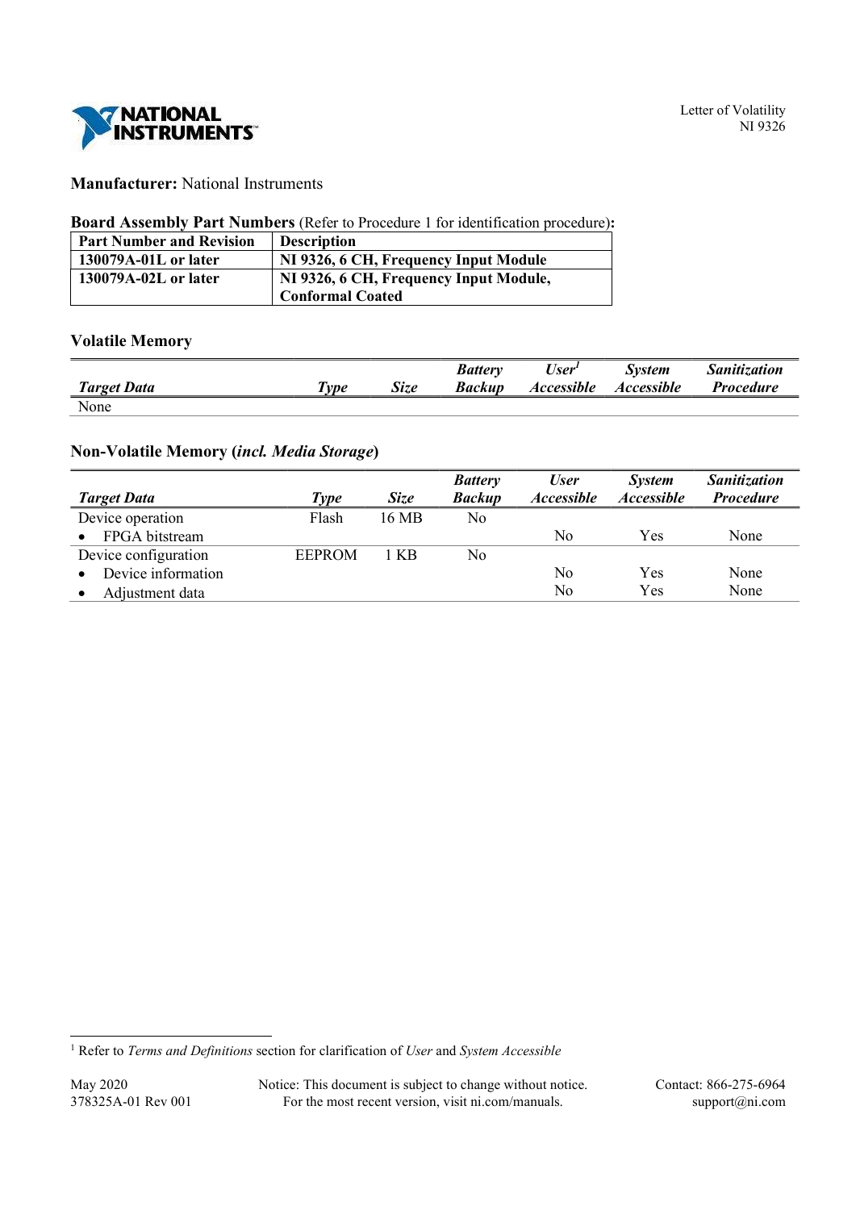Letter of Volatility
NI 9326

**Manufacturer:** National Instruments

**Board Assembly Part Numbers** (Refer to Procedure 1 for identification procedure)**:**

| Part Number and Revision | Description |
|---|---|
| 130079A-01L or later | NI 9326, 6 CH, Frequency Input Module |
| 130079A-02L or later | NI 9326, 6 CH, Frequency Input Module, Conformal Coated |

### Volatile Memory

| *Target Data* | *Type* | *Size* | *Battery Backup* | *User[1] Accessible* | *System Accessible* | *Sanitization Procedure* |
|---|---|---|---|---|---|---|
| None | | | | | | |

### Non-Volatile Memory (*incl. Media Storage*)

| *Target Data* | *Type* | *Size* | *Battery Backup* | *User Accessible* | *System Accessible* | *Sanitization Procedure* |
|---|---|---|---|---|---|---|
| Device operation | Flash | 16 MB | No | | | |
| • FPGA bitstream | | | | No | Yes | None |
| Device configuration | EEPROM | 1 KB | No | | | |
| • Device information | | | | No | Yes | None |
| • Adjustment data | | | | No | Yes | None |

[1] Refer to *Terms and Definitions* section for clarification of *User* and *System Accessible*

May 2020
378325A-01 Rev 001

Notice: This document is subject to change without notice.
For the most recent version, visit ni.com/manuals.

Contact: 866-275-6964
support@ni.com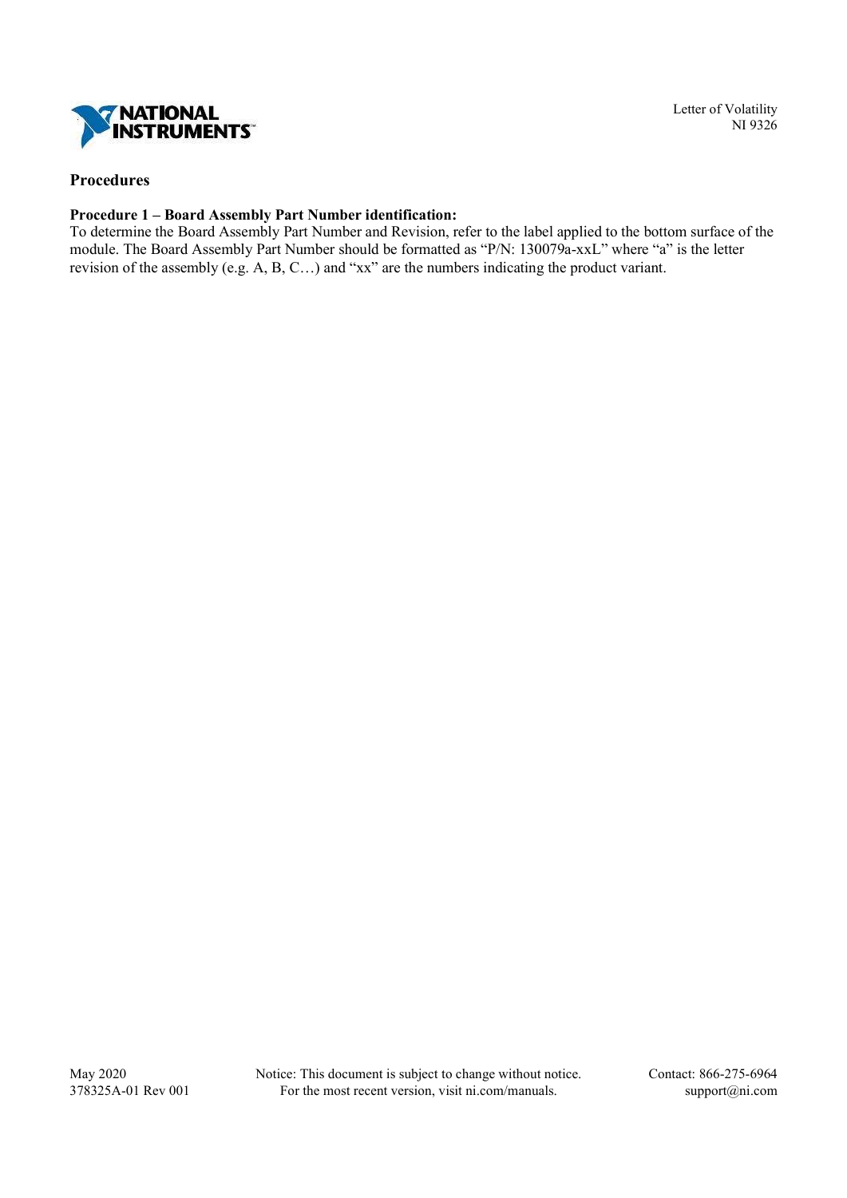## Procedures

### Procedure 1 – Board Assembly Part Number identification:

To determine the Board Assembly Part Number and Revision, refer to the label applied to the bottom surface of the module. The Board Assembly Part Number should be formatted as "P/N: 130079a-xxL" where "a" is the letter revision of the assembly (e.g. A, B, C…) and "xx" are the numbers indicating the product variant.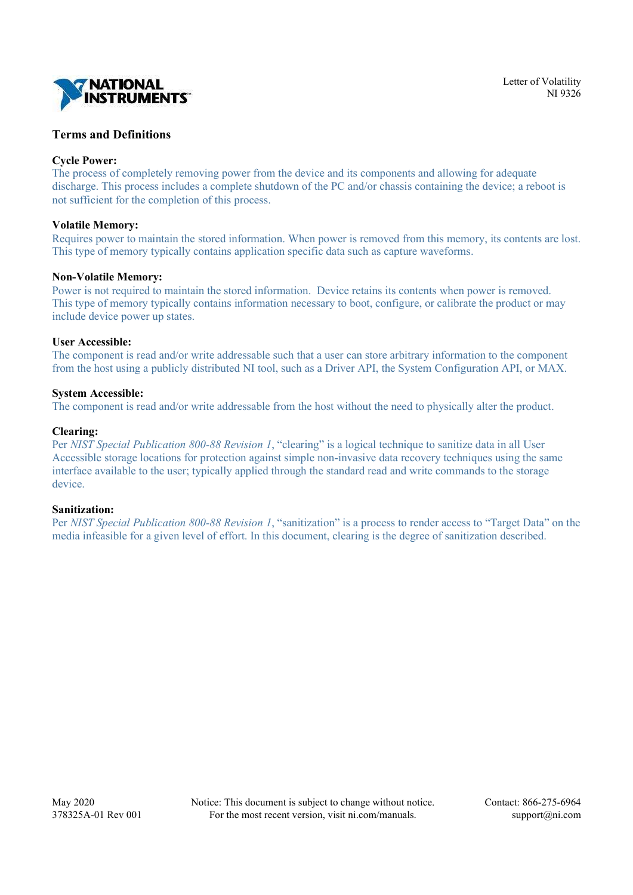## Terms and Definitions

**Cycle Power:**
The process of completely removing power from the device and its components and allowing for adequate discharge. This process includes a complete shutdown of the PC and/or chassis containing the device; a reboot is not sufficient for the completion of this process.

**Volatile Memory:**
Requires power to maintain the stored information. When power is removed from this memory, its contents are lost. This type of memory typically contains application specific data such as capture waveforms.

**Non-Volatile Memory:**
Power is not required to maintain the stored information. Device retains its contents when power is removed. This type of memory typically contains information necessary to boot, configure, or calibrate the product or may include device power up states.

**User Accessible:**
The component is read and/or write addressable such that a user can store arbitrary information to the component from the host using a publicly distributed NI tool, such as a Driver API, the System Configuration API, or MAX.

**System Accessible:**
The component is read and/or write addressable from the host without the need to physically alter the product.

**Clearing:**
Per *NIST Special Publication 800-88 Revision 1*, "clearing" is a logical technique to sanitize data in all User Accessible storage locations for protection against simple non-invasive data recovery techniques using the same interface available to the user; typically applied through the standard read and write commands to the storage device.

**Sanitization:**
Per *NIST Special Publication 800-88 Revision 1*, "sanitization" is a process to render access to "Target Data" on the media infeasible for a given level of effort. In this document, clearing is the degree of sanitization described.